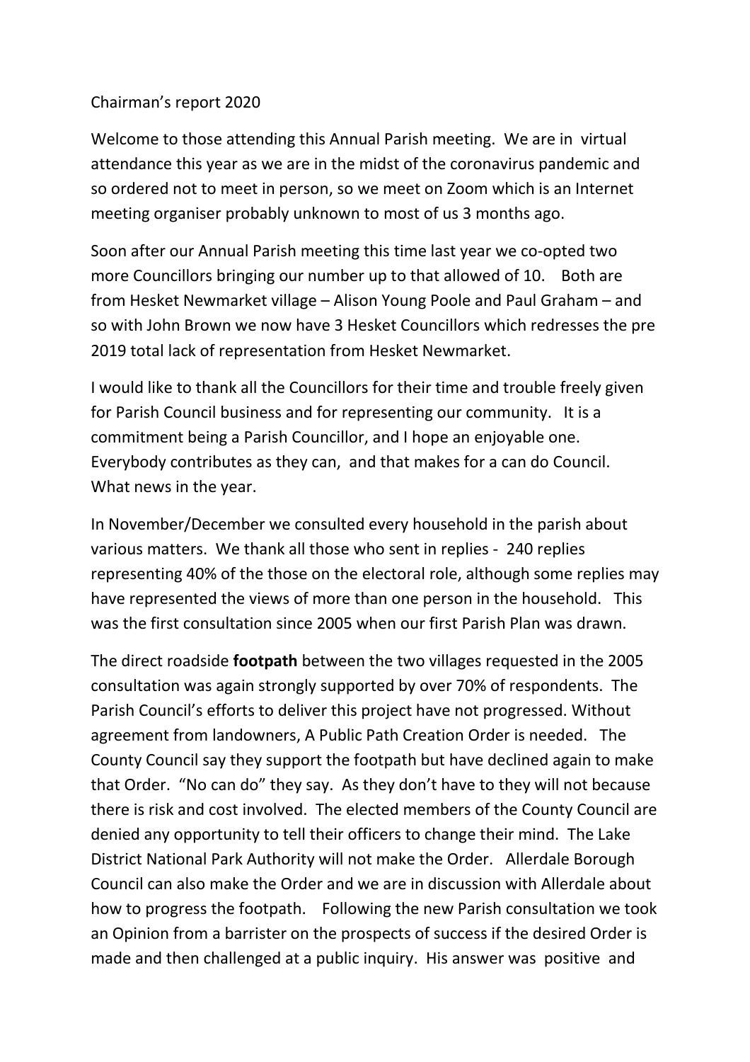Chairman's report 2020

Welcome to those attending this Annual Parish meeting. We are in virtual attendance this year as we are in the midst of the coronavirus pandemic and so ordered not to meet in person, so we meet on Zoom which is an Internet meeting organiser probably unknown to most of us 3 months ago.

Soon after our Annual Parish meeting this time last year we co-opted two more Councillors bringing our number up to that allowed of 10. Both are from Hesket Newmarket village – Alison Young Poole and Paul Graham – and so with John Brown we now have 3 Hesket Councillors which redresses the pre 2019 total lack of representation from Hesket Newmarket.

I would like to thank all the Councillors for their time and trouble freely given for Parish Council business and for representing our community. It is a commitment being a Parish Councillor, and I hope an enjoyable one. Everybody contributes as they can, and that makes for a can do Council. What news in the year.

In November/December we consulted every household in the parish about various matters. We thank all those who sent in replies - 240 replies representing 40% of the those on the electoral role, although some replies may have represented the views of more than one person in the household. This was the first consultation since 2005 when our first Parish Plan was drawn.

The direct roadside **footpath** between the two villages requested in the 2005 consultation was again strongly supported by over 70% of respondents. The Parish Council's efforts to deliver this project have not progressed. Without agreement from landowners, A Public Path Creation Order is needed. The County Council say they support the footpath but have declined again to make that Order. "No can do" they say. As they don't have to they will not because there is risk and cost involved. The elected members of the County Council are denied any opportunity to tell their officers to change their mind. The Lake District National Park Authority will not make the Order. Allerdale Borough Council can also make the Order and we are in discussion with Allerdale about how to progress the footpath. Following the new Parish consultation we took an Opinion from a barrister on the prospects of success if the desired Order is made and then challenged at a public inquiry. His answer was positive and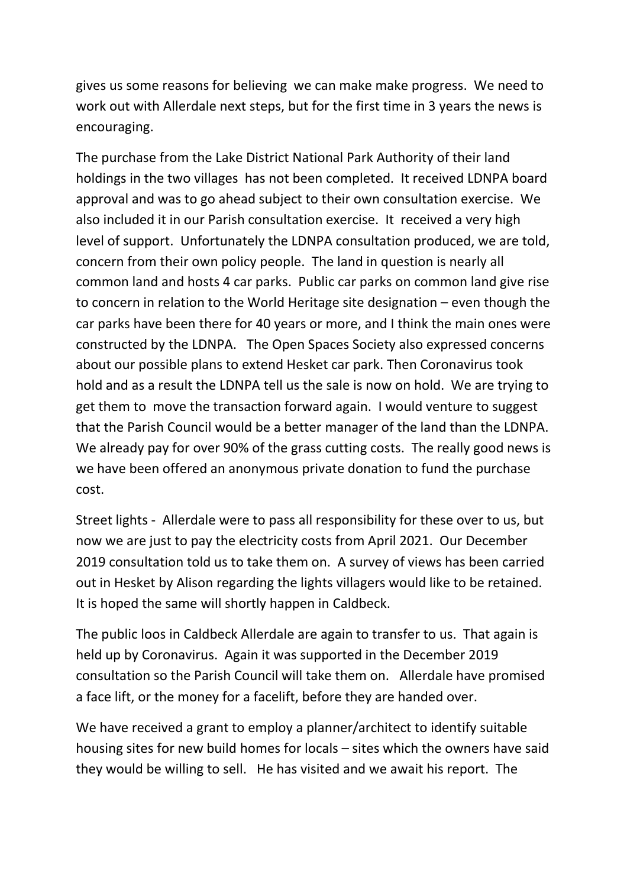gives us some reasons for believing we can make make progress. We need to work out with Allerdale next steps, but for the first time in 3 years the news is encouraging.

The purchase from the Lake District National Park Authority of their land holdings in the two villages has not been completed. It received LDNPA board approval and was to go ahead subject to their own consultation exercise. We also included it in our Parish consultation exercise. It received a very high level of support. Unfortunately the LDNPA consultation produced, we are told, concern from their own policy people. The land in question is nearly all common land and hosts 4 car parks. Public car parks on common land give rise to concern in relation to the World Heritage site designation – even though the car parks have been there for 40 years or more, and I think the main ones were constructed by the LDNPA. The Open Spaces Society also expressed concerns about our possible plans to extend Hesket car park. Then Coronavirus took hold and as a result the LDNPA tell us the sale is now on hold. We are trying to get them to move the transaction forward again. I would venture to suggest that the Parish Council would be a better manager of the land than the LDNPA. We already pay for over 90% of the grass cutting costs. The really good news is we have been offered an anonymous private donation to fund the purchase cost.

Street lights - Allerdale were to pass all responsibility for these over to us, but now we are just to pay the electricity costs from April 2021. Our December 2019 consultation told us to take them on. A survey of views has been carried out in Hesket by Alison regarding the lights villagers would like to be retained. It is hoped the same will shortly happen in Caldbeck.

The public loos in Caldbeck Allerdale are again to transfer to us. That again is held up by Coronavirus. Again it was supported in the December 2019 consultation so the Parish Council will take them on. Allerdale have promised a face lift, or the money for a facelift, before they are handed over.

We have received a grant to employ a planner/architect to identify suitable housing sites for new build homes for locals – sites which the owners have said they would be willing to sell. He has visited and we await his report. The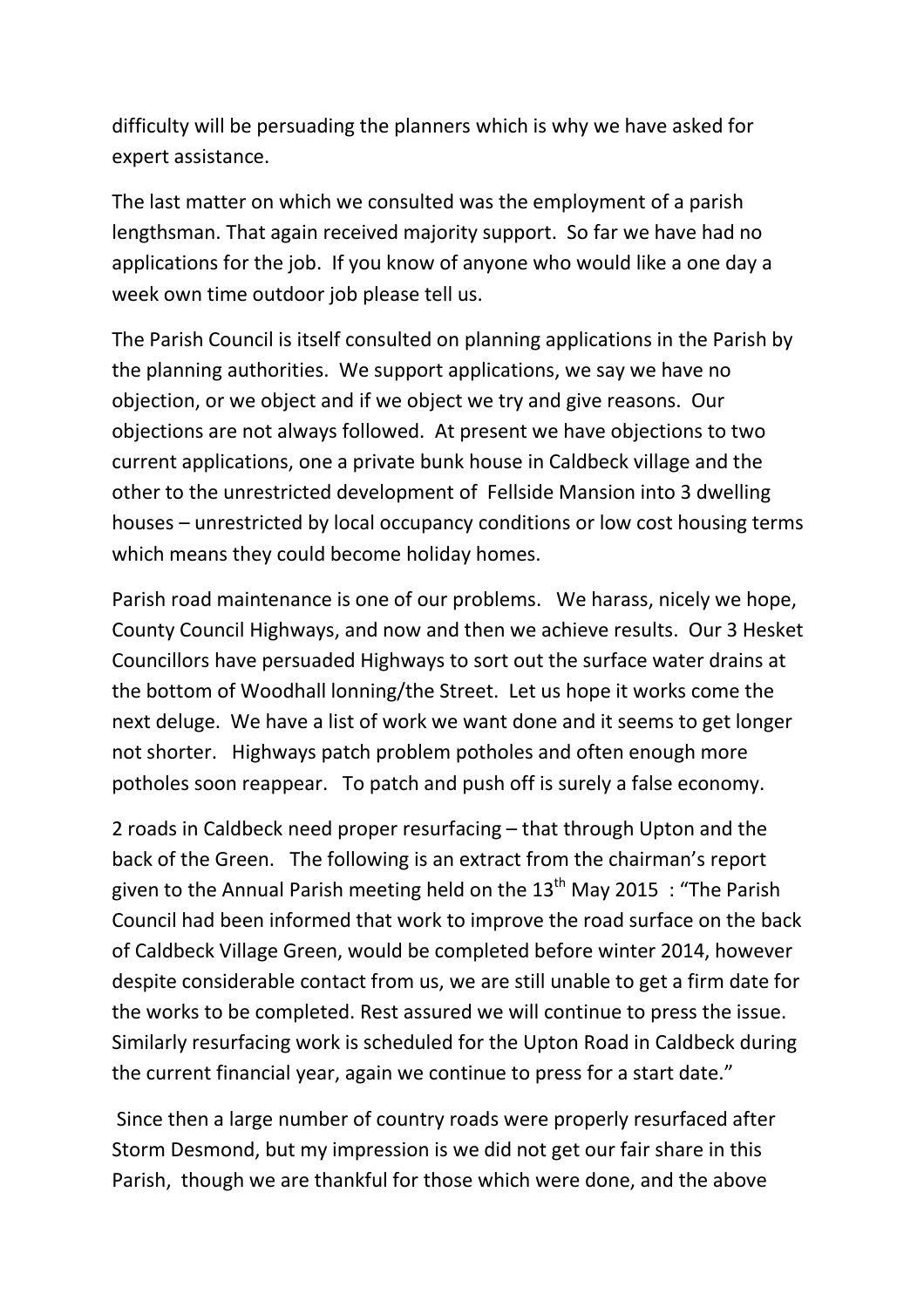difficulty will be persuading the planners which is why we have asked for expert assistance.

The last matter on which we consulted was the employment of a parish lengthsman. That again received majority support. So far we have had no applications for the job. If you know of anyone who would like a one day a week own time outdoor job please tell us.

The Parish Council is itself consulted on planning applications in the Parish by the planning authorities. We support applications, we say we have no objection, or we object and if we object we try and give reasons. Our objections are not always followed. At present we have objections to two current applications, one a private bunk house in Caldbeck village and the other to the unrestricted development of Fellside Mansion into 3 dwelling houses – unrestricted by local occupancy conditions or low cost housing terms which means they could become holiday homes.

Parish road maintenance is one of our problems. We harass, nicely we hope, County Council Highways, and now and then we achieve results. Our 3 Hesket Councillors have persuaded Highways to sort out the surface water drains at the bottom of Woodhall lonning/the Street. Let us hope it works come the next deluge. We have a list of work we want done and it seems to get longer not shorter. Highways patch problem potholes and often enough more potholes soon reappear. To patch and push off is surely a false economy.

2 roads in Caldbeck need proper resurfacing – that through Upton and the back of the Green. The following is an extract from the chairman's report given to the Annual Parish meeting held on the 13th May 2015 : "The Parish Council had been informed that work to improve the road surface on the back of Caldbeck Village Green, would be completed before winter 2014, however despite considerable contact from us, we are still unable to get a firm date for the works to be completed. Rest assured we will continue to press the issue. Similarly resurfacing work is scheduled for the Upton Road in Caldbeck during the current financial year, again we continue to press for a start date."

Since then a large number of country roads were properly resurfaced after Storm Desmond, but my impression is we did not get our fair share in this Parish, though we are thankful for those which were done, and the above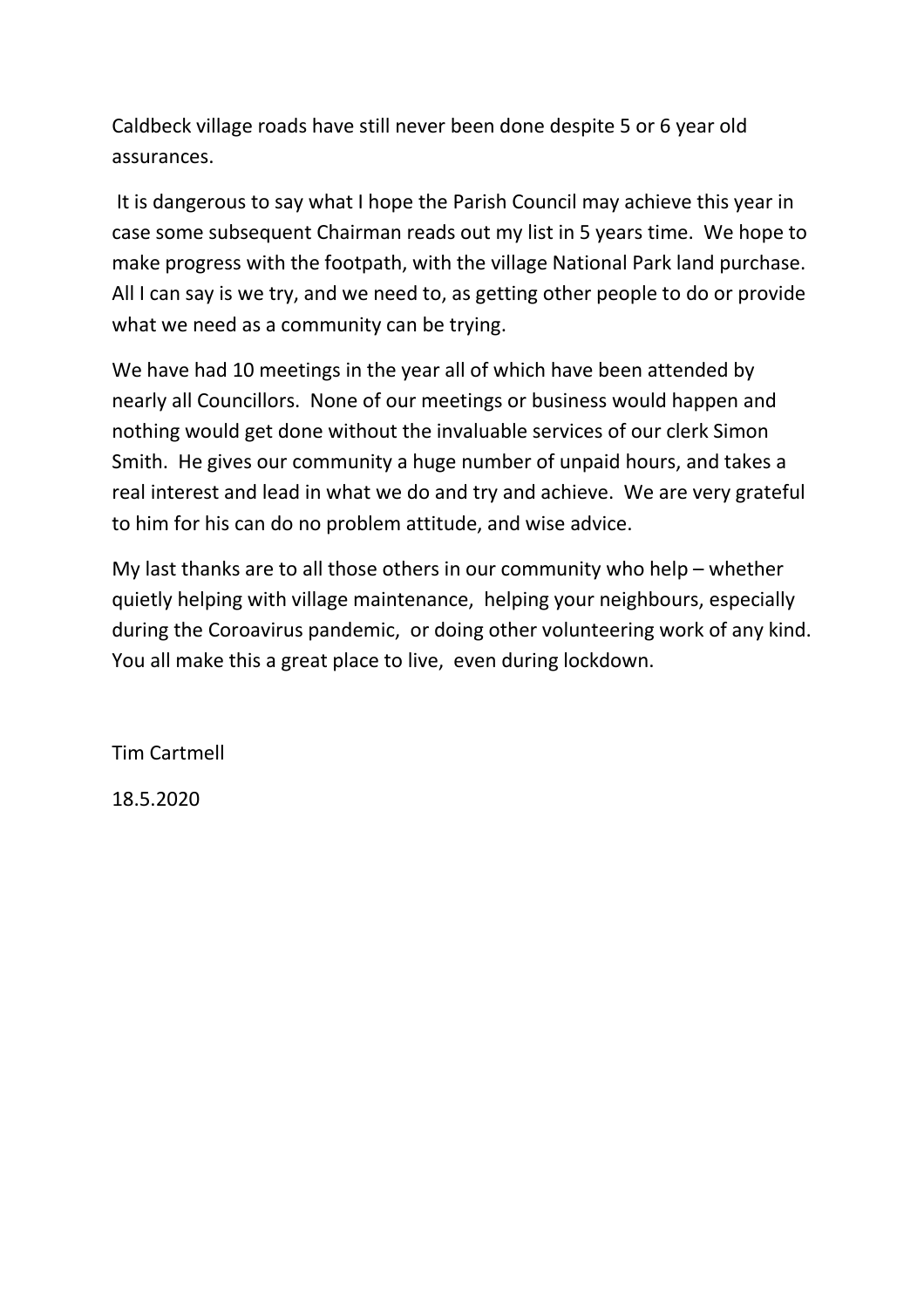Caldbeck village roads have still never been done despite 5 or 6 year old assurances.

It is dangerous to say what I hope the Parish Council may achieve this year in case some subsequent Chairman reads out my list in 5 years time. We hope to make progress with the footpath, with the village National Park land purchase. All I can say is we try, and we need to, as getting other people to do or provide what we need as a community can be trying.

We have had 10 meetings in the year all of which have been attended by nearly all Councillors. None of our meetings or business would happen and nothing would get done without the invaluable services of our clerk Simon Smith. He gives our community a huge number of unpaid hours, and takes a real interest and lead in what we do and try and achieve. We are very grateful to him for his can do no problem attitude, and wise advice.

My last thanks are to all those others in our community who help – whether quietly helping with village maintenance, helping your neighbours, especially during the Coroavirus pandemic, or doing other volunteering work of any kind. You all make this a great place to live, even during lockdown.

Tim Cartmell

18.5.2020